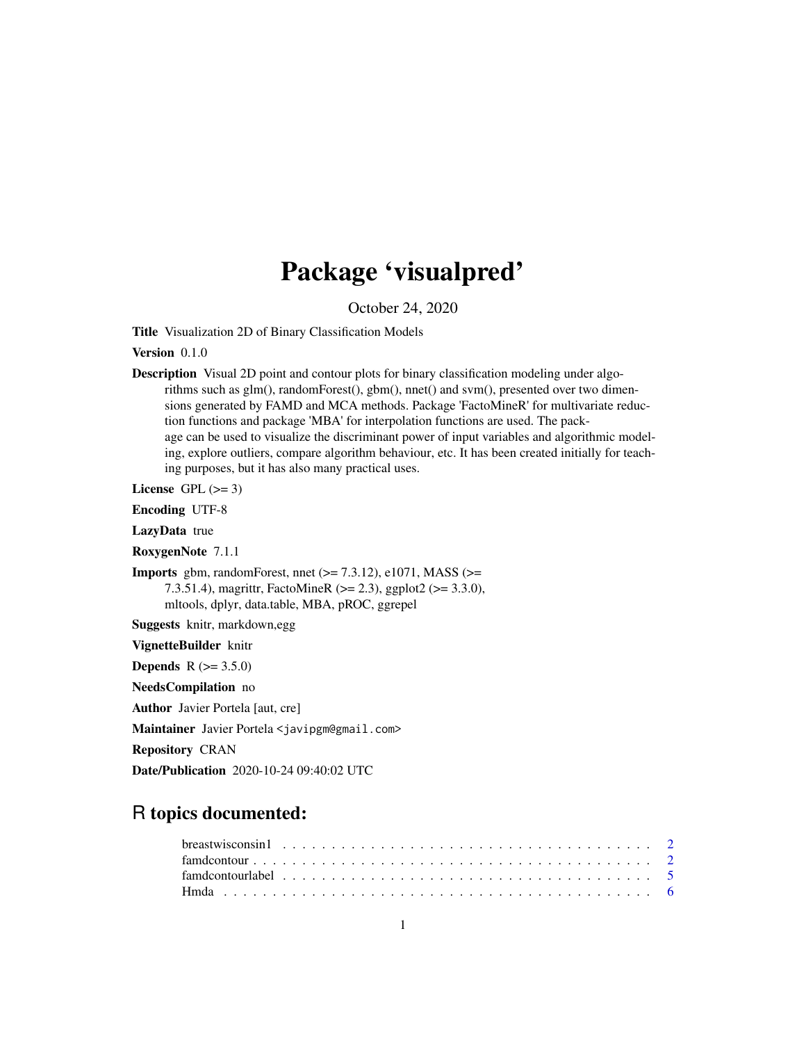# Package 'visualpred'

October 24, 2020

**Title** Visualization 2D of Binary Classification Models

**Version** 0.1.0

**Description** Visual 2D point and contour plots for binary classification modeling under algorithms such as glm(), randomForest(), gbm(), nnet() and svm(), presented over two dimensions generated by FAMD and MCA methods. Package 'FactoMineR' for multivariate reduction functions and package 'MBA' for interpolation functions are used. The package can be used to visualize the discriminant power of input variables and algorithmic modeling, explore outliers, compare algorithm behaviour, etc. It has been created initially for teaching purposes, but it has also many practical uses.

**License** GPL (>= 3)

**Encoding** UTF-8

**LazyData** true

**RoxygenNote** 7.1.1

**Imports** gbm, randomForest, nnet (>= 7.3.12), e1071, MASS (>= 7.3.51.4), magrittr, FactoMineR (>= 2.3), ggplot2 (>= 3.3.0), mltools, dplyr, data.table, MBA, pROC, ggrepel

**Suggests** knitr, markdown,egg

**VignetteBuilder** knitr

**Depends** R (>= 3.5.0)

**NeedsCompilation** no

**Author** Javier Portela [aut, cre]

**Maintainer** Javier Portela <javipgm@gmail.com>

**Repository** CRAN

**Date/Publication** 2020-10-24 09:40:02 UTC

## R topics documented:

- breastwisconsin1 . . . . . . . . . . . . . . . . . . . . . . . . . . . . . . . . . . . . 2
- famdcontour . . . . . . . . . . . . . . . . . . . . . . . . . . . . . . . . . . . . . . 2
- famdcontourlabel . . . . . . . . . . . . . . . . . . . . . . . . . . . . . . . . . . . 5
- Hmda . . . . . . . . . . . . . . . . . . . . . . . . . . . . . . . . . . . . . . . . . 6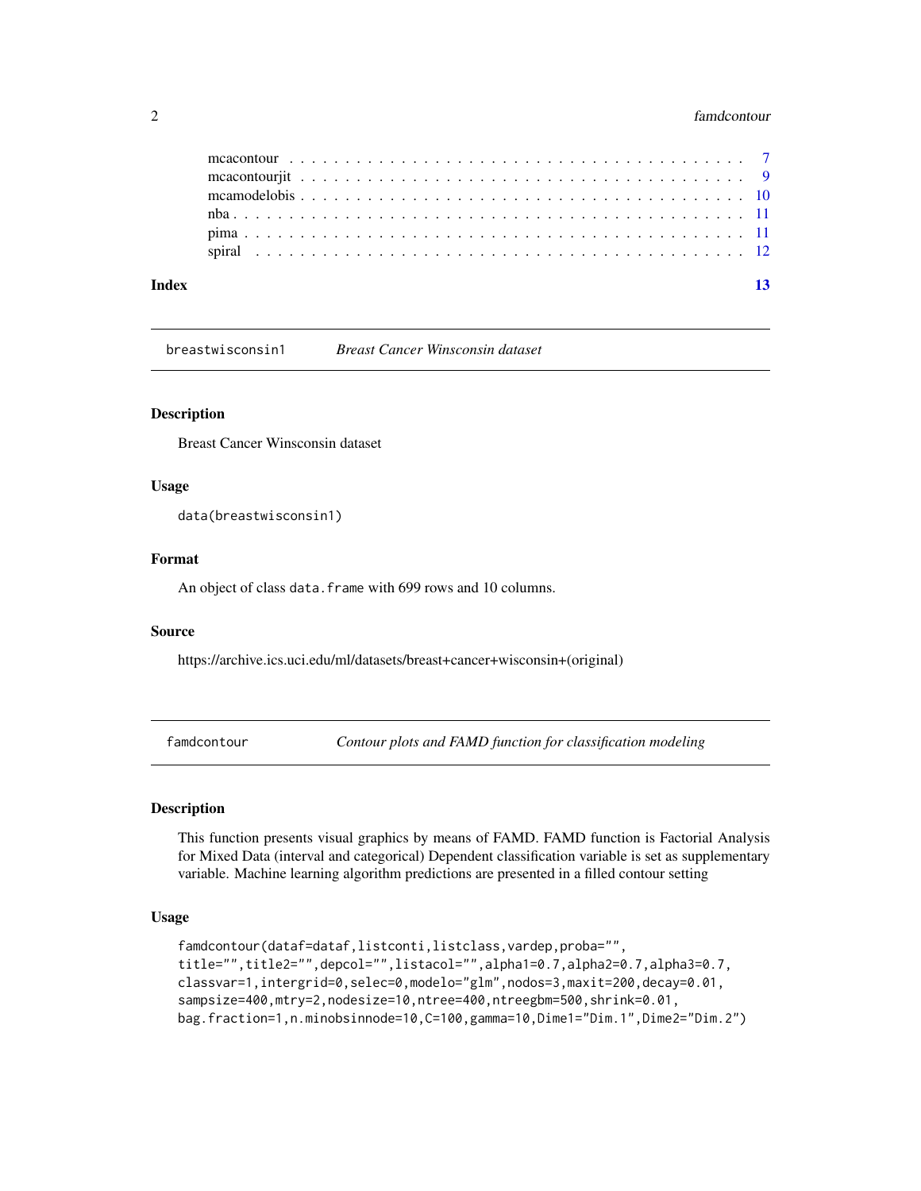mcacontour . . . . . . . . . . . . . . . . . . . . . . . . . . . . . . . . . . . . . 7
mcacontourjit . . . . . . . . . . . . . . . . . . . . . . . . . . . . . . . . . . . 9
mcamodelobis . . . . . . . . . . . . . . . . . . . . . . . . . . . . . . . . . . . 10
nba . . . . . . . . . . . . . . . . . . . . . . . . . . . . . . . . . . . . . . . . . 11
pima . . . . . . . . . . . . . . . . . . . . . . . . . . . . . . . . . . . . . . . . 11
spiral . . . . . . . . . . . . . . . . . . . . . . . . . . . . . . . . . . . . . . . 12

**Index** 13

---

## breastwisconsin1 — *Breast Cancer Winsconsin dataset*

### Description

Breast Cancer Winsconsin dataset

### Usage

```
data(breastwisconsin1)
```

### Format

An object of class `data.frame` with 699 rows and 10 columns.

### Source

https://archive.ics.uci.edu/ml/datasets/breast+cancer+wisconsin+(original)

---

## famdcontour — *Contour plots and FAMD function for classification modeling*

### Description

This function presents visual graphics by means of FAMD. FAMD function is Factorial Analysis for Mixed Data (interval and categorical) Dependent classification variable is set as supplementary variable. Machine learning algorithm predictions are presented in a filled contour setting

### Usage

```
famdcontour(dataf=dataf,listconti,listclass,vardep,proba="",
title="",title2="",depcol="",listacol="",alpha1=0.7,alpha2=0.7,alpha3=0.7,
classvar=1,intergrid=0,selec=0,modelo="glm",nodos=3,maxit=200,decay=0.01,
sampsize=400,mtry=2,nodesize=10,ntree=400,ntreegbm=500,shrink=0.01,
bag.fraction=1,n.minobsinnode=10,C=100,gamma=10,Dime1="Dim.1",Dime2="Dim.2")
```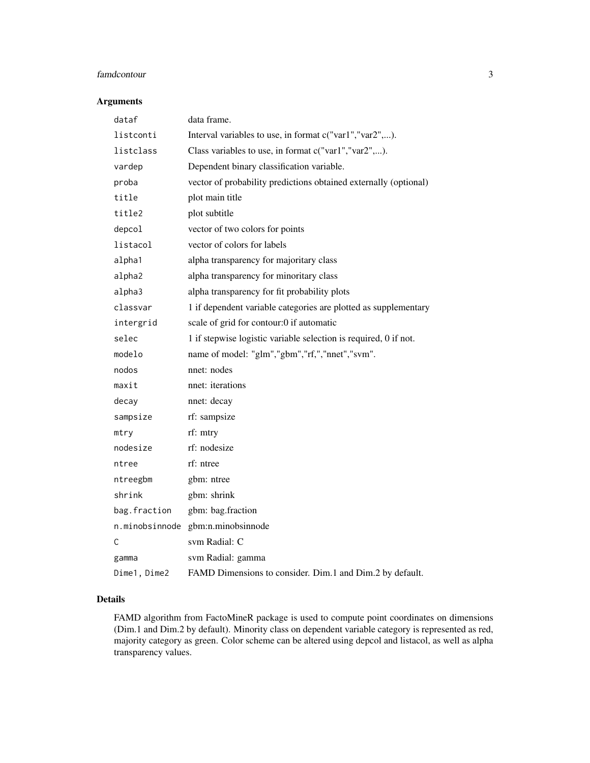## Arguments

| | |
|---|---|
| `dataf` | data frame. |
| `listconti` | Interval variables to use, in format c("var1","var2",...). |
| `listclass` | Class variables to use, in format c("var1","var2",...). |
| `vardep` | Dependent binary classification variable. |
| `proba` | vector of probability predictions obtained externally (optional) |
| `title` | plot main title |
| `title2` | plot subtitle |
| `depcol` | vector of two colors for points |
| `listacol` | vector of colors for labels |
| `alpha1` | alpha transparency for majoritary class |
| `alpha2` | alpha transparency for minoritary class |
| `alpha3` | alpha transparency for fit probability plots |
| `classvar` | 1 if dependent variable categories are plotted as supplementary |
| `intergrid` | scale of grid for contour:0 if automatic |
| `selec` | 1 if stepwise logistic variable selection is required, 0 if not. |
| `modelo` | name of model: "glm","gbm","rf,","nnet","svm". |
| `nodos` | nnet: nodes |
| `maxit` | nnet: iterations |
| `decay` | nnet: decay |
| `sampsize` | rf: sampsize |
| `mtry` | rf: mtry |
| `nodesize` | rf: nodesize |
| `ntree` | rf: ntree |
| `ntreegbm` | gbm: ntree |
| `shrink` | gbm: shrink |
| `bag.fraction` | gbm: bag.fraction |
| `n.minobsinnode` | gbm:n.minobsinnode |
| `C` | svm Radial: C |
| `gamma` | svm Radial: gamma |
| `Dime1, Dime2` | FAMD Dimensions to consider. Dim.1 and Dim.2 by default. |

## Details

FAMD algorithm from FactoMineR package is used to compute point coordinates on dimensions (Dim.1 and Dim.2 by default). Minority class on dependent variable category is represented as red, majority category as green. Color scheme can be altered using depcol and listacol, as well as alpha transparency values.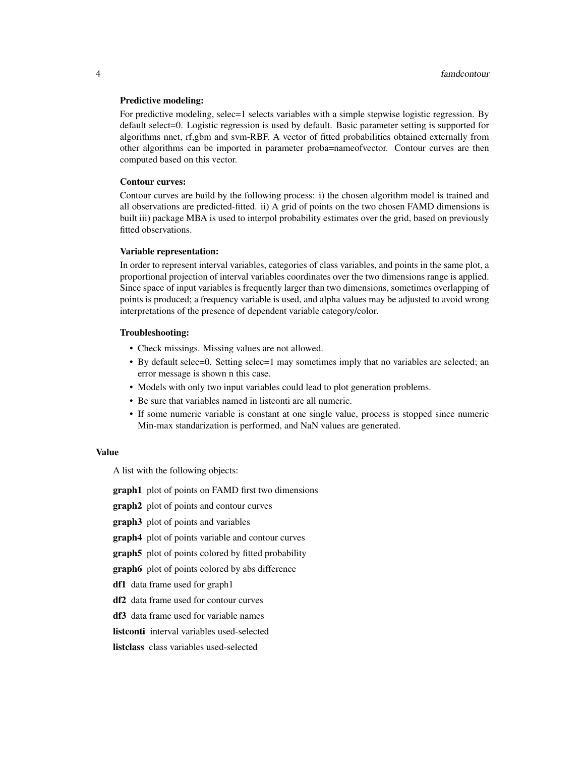**Predictive modeling:**

For predictive modeling, selec=1 selects variables with a simple stepwise logistic regression. By default select=0. Logistic regression is used by default. Basic parameter setting is supported for algorithms nnet, rf,gbm and svm-RBF. A vector of fitted probabilities obtained externally from other algorithms can be imported in parameter proba=nameofvector. Contour curves are then computed based on this vector.

**Contour curves:**

Contour curves are build by the following process: i) the chosen algorithm model is trained and all observations are predicted-fitted. ii) A grid of points on the two chosen FAMD dimensions is built iii) package MBA is used to interpol probability estimates over the grid, based on previously fitted observations.

**Variable representation:**

In order to represent interval variables, categories of class variables, and points in the same plot, a proportional projection of interval variables coordinates over the two dimensions range is applied. Since space of input variables is frequently larger than two dimensions, sometimes overlapping of points is produced; a frequency variable is used, and alpha values may be adjusted to avoid wrong interpretations of the presence of dependent variable category/color.

**Troubleshooting:**

- Check missings. Missing values are not allowed.
- By default selec=0. Setting selec=1 may sometimes imply that no variables are selected; an error message is shown n this case.
- Models with only two input variables could lead to plot generation problems.
- Be sure that variables named in listconti are all numeric.
- If some numeric variable is constant at one single value, process is stopped since numeric Min-max standarization is performed, and NaN values are generated.

## Value

A list with the following objects:

**graph1** plot of points on FAMD first two dimensions

**graph2** plot of points and contour curves

**graph3** plot of points and variables

**graph4** plot of points variable and contour curves

**graph5** plot of points colored by fitted probability

**graph6** plot of points colored by abs difference

**df1** data frame used for graph1

**df2** data frame used for contour curves

**df3** data frame used for variable names

**listconti** interval variables used-selected

**listclass** class variables used-selected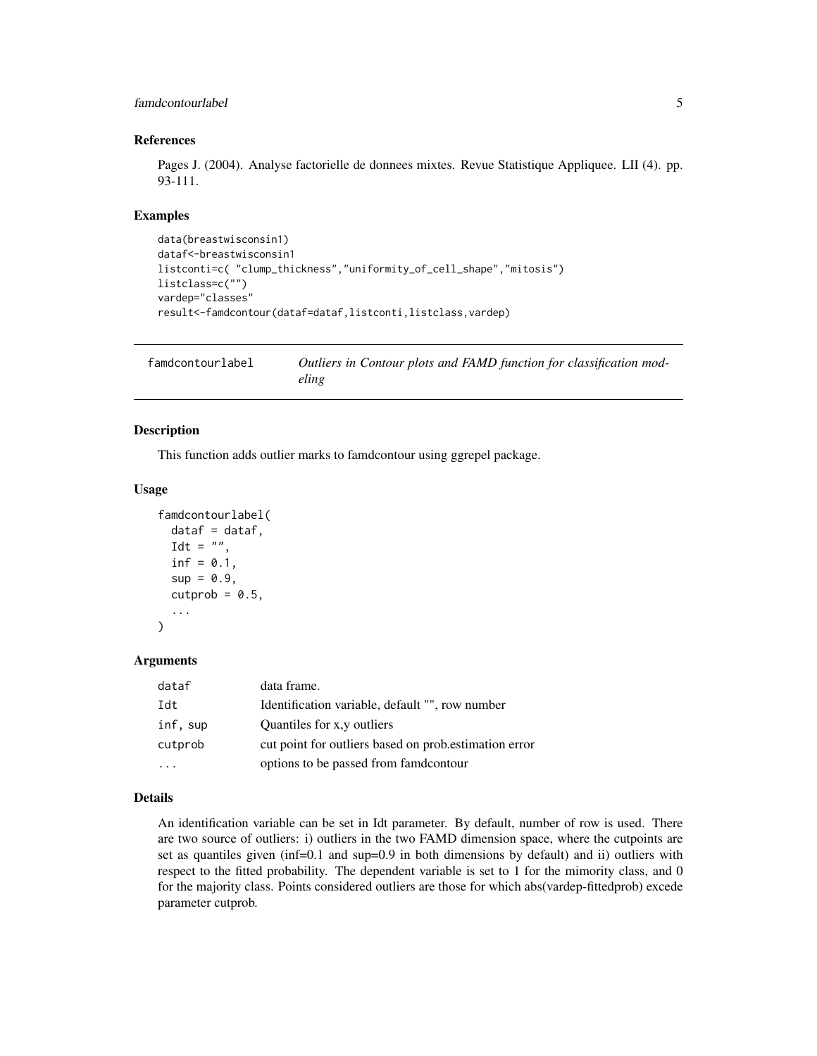### References

Pages J. (2004). Analyse factorielle de donnees mixtes. Revue Statistique Appliquee. LII (4). pp. 93-111.

### Examples

```
data(breastwisconsin1)
dataf<-breastwisconsin1
listconti=c( "clump_thickness","uniformity_of_cell_shape","mitosis")
listclass=c("")
vardep="classes"
result<-famdcontour(dataf=dataf,listconti,listclass,vardep)
```

---

## famdcontourlabel — *Outliers in Contour plots and FAMD function for classification modeling*

---

### Description

This function adds outlier marks to famdcontour using ggrepel package.

### Usage

```
famdcontourlabel(
  dataf = dataf,
  Idt = "",
  inf = 0.1,
  sup = 0.9,
  cutprob = 0.5,
  ...
)
```

### Arguments

| | |
|---|---|
| dataf | data frame. |
| Idt | Identification variable, default "", row number |
| inf, sup | Quantiles for x,y outliers |
| cutprob | cut point for outliers based on prob.estimation error |
| ... | options to be passed from famdcontour |

### Details

An identification variable can be set in Idt parameter. By default, number of row is used. There are two source of outliers: i) outliers in the two FAMD dimension space, where the cutpoints are set as quantiles given (inf=0.1 and sup=0.9 in both dimensions by default) and ii) outliers with respect to the fitted probability. The dependent variable is set to 1 for the mimority class, and 0 for the majority class. Points considered outliers are those for which abs(vardep-fittedprob) excede parameter cutprob.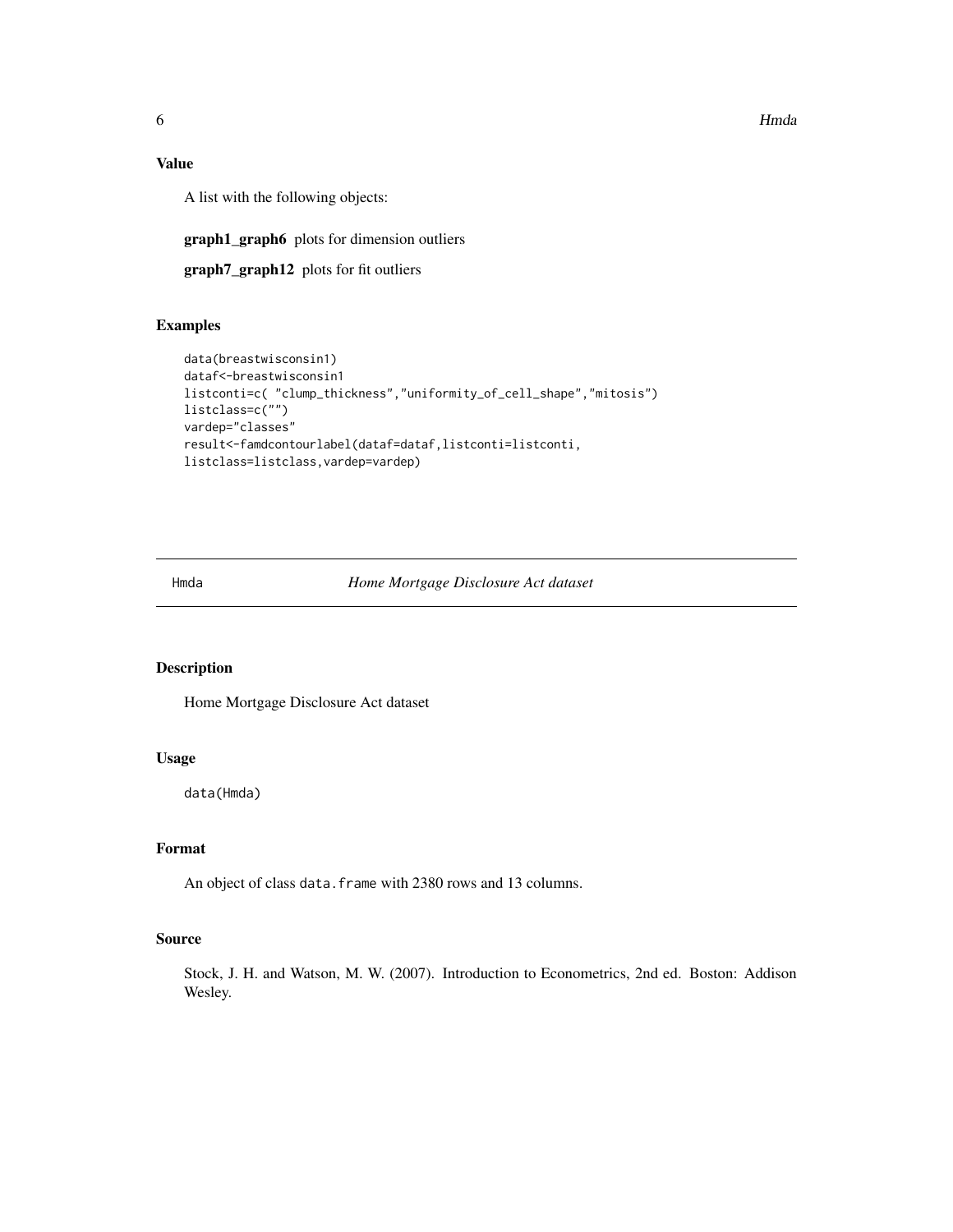## Value

A list with the following objects:

**graph1_graph6** plots for dimension outliers

**graph7_graph12** plots for fit outliers

## Examples

```
data(breastwisconsin1)
dataf<-breastwisconsin1
listconti=c( "clump_thickness","uniformity_of_cell_shape","mitosis")
listclass=c("")
vardep="classes"
result<-famdcontourlabel(dataf=dataf,listconti=listconti,
listclass=listclass,vardep=vardep)
```

---

# Hmda — *Home Mortgage Disclosure Act dataset*

---

## Description

Home Mortgage Disclosure Act dataset

## Usage

```
data(Hmda)
```

## Format

An object of class `data.frame` with 2380 rows and 13 columns.

## Source

Stock, J. H. and Watson, M. W. (2007). Introduction to Econometrics, 2nd ed. Boston: Addison Wesley.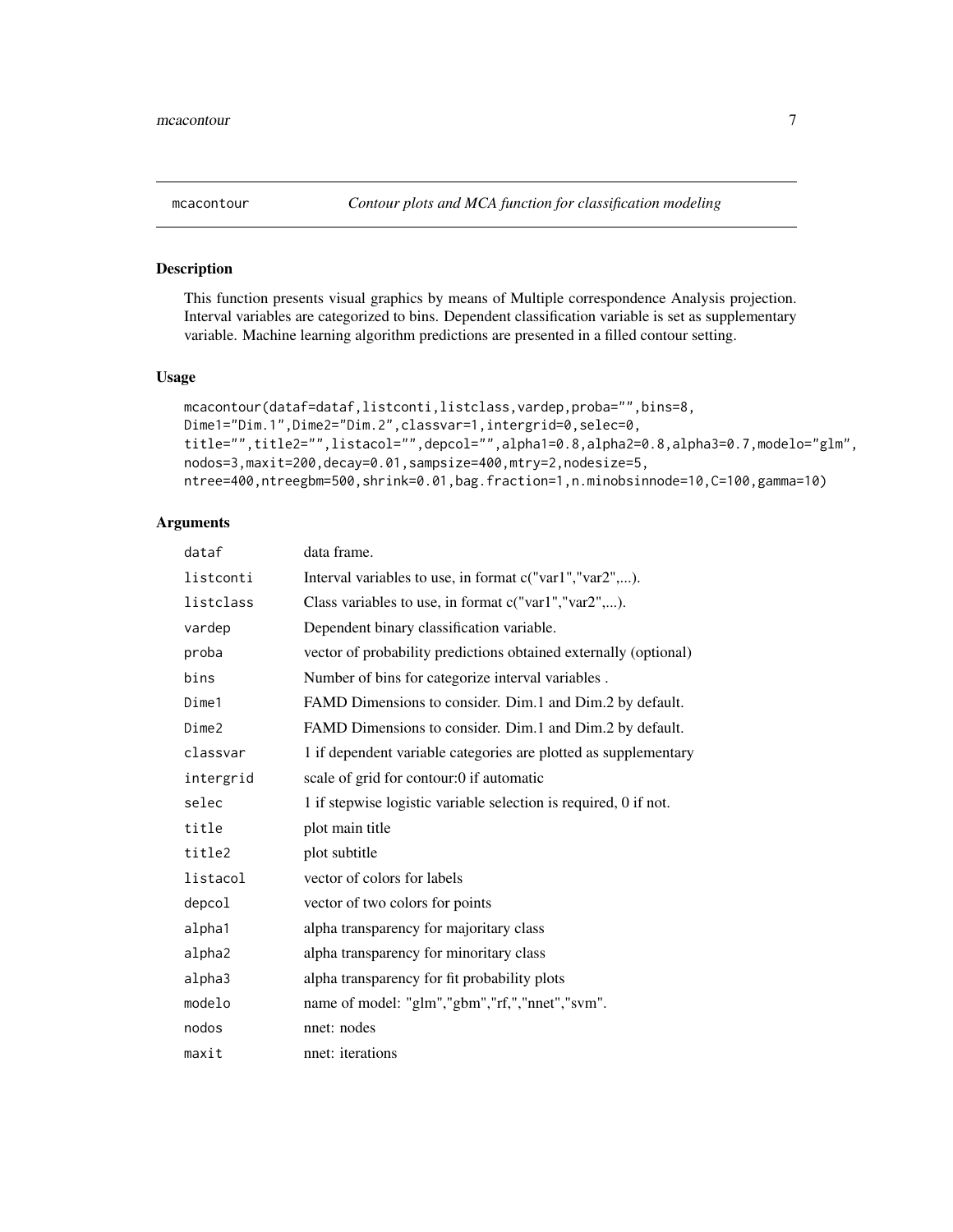## mcacontour — *Contour plots and MCA function for classification modeling*

### Description

This function presents visual graphics by means of Multiple correspondence Analysis projection. Interval variables are categorized to bins. Dependent classification variable is set as supplementary variable. Machine learning algorithm predictions are presented in a filled contour setting.

### Usage

```
mcacontour(dataf=dataf,listconti,listclass,vardep,proba="",bins=8,
Dime1="Dim.1",Dime2="Dim.2",classvar=1,intergrid=0,selec=0,
title="",title2="",listacol="",depcol="",alpha1=0.8,alpha2=0.8,alpha3=0.7,modelo="glm",
nodos=3,maxit=200,decay=0.01,sampsize=400,mtry=2,nodesize=5,
ntree=400,ntreegbm=500,shrink=0.01,bag.fraction=1,n.minobsinnode=10,C=100,gamma=10)
```

### Arguments

| | |
|---|---|
| `dataf` | data frame. |
| `listconti` | Interval variables to use, in format c("var1","var2",...). |
| `listclass` | Class variables to use, in format c("var1","var2",...). |
| `vardep` | Dependent binary classification variable. |
| `proba` | vector of probability predictions obtained externally (optional) |
| `bins` | Number of bins for categorize interval variables . |
| `Dime1` | FAMD Dimensions to consider. Dim.1 and Dim.2 by default. |
| `Dime2` | FAMD Dimensions to consider. Dim.1 and Dim.2 by default. |
| `classvar` | 1 if dependent variable categories are plotted as supplementary |
| `intergrid` | scale of grid for contour:0 if automatic |
| `selec` | 1 if stepwise logistic variable selection is required, 0 if not. |
| `title` | plot main title |
| `title2` | plot subtitle |
| `listacol` | vector of colors for labels |
| `depcol` | vector of two colors for points |
| `alpha1` | alpha transparency for majoritary class |
| `alpha2` | alpha transparency for minoritary class |
| `alpha3` | alpha transparency for fit probability plots |
| `modelo` | name of model: "glm","gbm","rf,","nnet","svm". |
| `nodos` | nnet: nodes |
| `maxit` | nnet: iterations |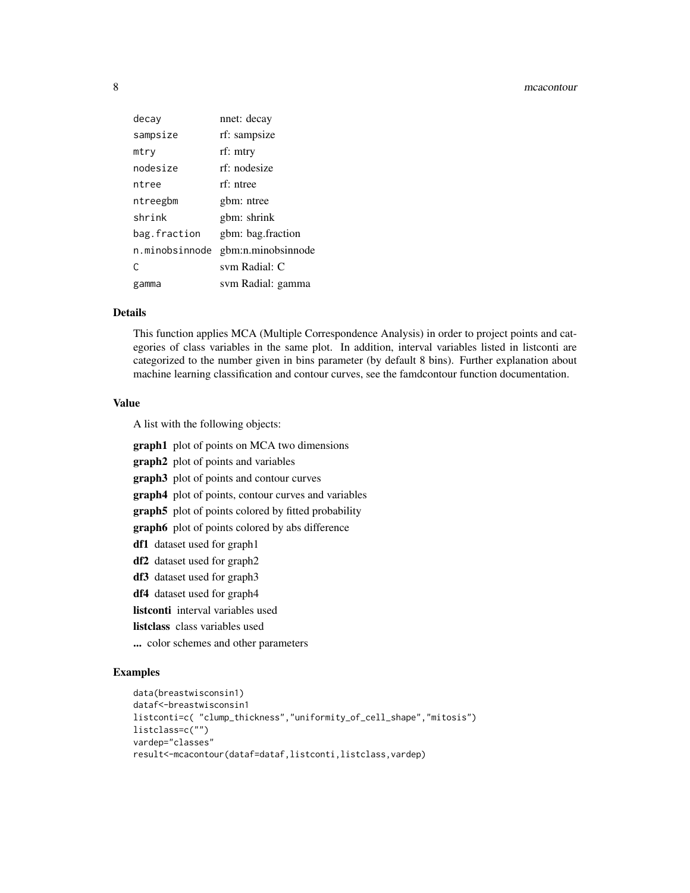| | |
|---|---|
| decay | nnet: decay |
| sampsize | rf: sampsize |
| mtry | rf: mtry |
| nodesize | rf: nodesize |
| ntree | rf: ntree |
| ntreegbm | gbm: ntree |
| shrink | gbm: shrink |
| bag.fraction | gbm: bag.fraction |
| n.minobsinnode | gbm:n.minobsinnode |
| C | svm Radial: C |
| gamma | svm Radial: gamma |

## Details

This function applies MCA (Multiple Correspondence Analysis) in order to project points and categories of class variables in the same plot. In addition, interval variables listed in listconti are categorized to the number given in bins parameter (by default 8 bins). Further explanation about machine learning classification and contour curves, see the famdcontour function documentation.

## Value

A list with the following objects:

**graph1** plot of points on MCA two dimensions

**graph2** plot of points and variables

**graph3** plot of points and contour curves

**graph4** plot of points, contour curves and variables

**graph5** plot of points colored by fitted probability

**graph6** plot of points colored by abs difference

**df1** dataset used for graph1

**df2** dataset used for graph2

**df3** dataset used for graph3

**df4** dataset used for graph4

**listconti** interval variables used

**listclass** class variables used

**...** color schemes and other parameters

## Examples

```
data(breastwisconsin1)
dataf<-breastwisconsin1
listconti=c( "clump_thickness","uniformity_of_cell_shape","mitosis")
listclass=c("")
vardep="classes"
result<-mcacontour(dataf=dataf,listconti,listclass,vardep)
```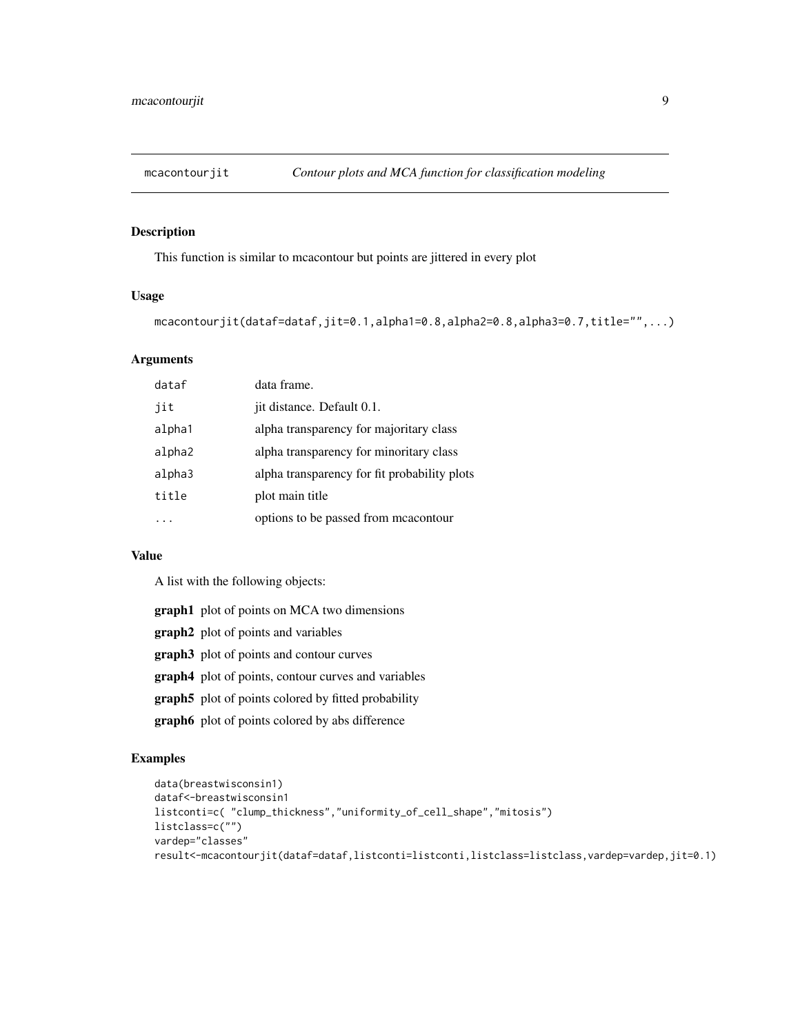## mcacontourjit — *Contour plots and MCA function for classification modeling*

### Description

This function is similar to mcacontour but points are jittered in every plot

### Usage

```
mcacontourjit(dataf=dataf,jit=0.1,alpha1=0.8,alpha2=0.8,alpha3=0.7,title="",...)
```

### Arguments

| | |
|---|---|
| dataf | data frame. |
| jit | jit distance. Default 0.1. |
| alpha1 | alpha transparency for majoritary class |
| alpha2 | alpha transparency for minoritary class |
| alpha3 | alpha transparency for fit probability plots |
| title | plot main title |
| ... | options to be passed from mcacontour |

### Value

A list with the following objects:

**graph1** plot of points on MCA two dimensions

**graph2** plot of points and variables

**graph3** plot of points and contour curves

**graph4** plot of points, contour curves and variables

**graph5** plot of points colored by fitted probability

**graph6** plot of points colored by abs difference

### Examples

```
data(breastwisconsin1)
dataf<-breastwisconsin1
listconti=c( "clump_thickness","uniformity_of_cell_shape","mitosis")
listclass=c("")
vardep="classes"
result<-mcacontourjit(dataf=dataf,listconti=listconti,listclass=listclass,vardep=vardep,jit=0.1)
```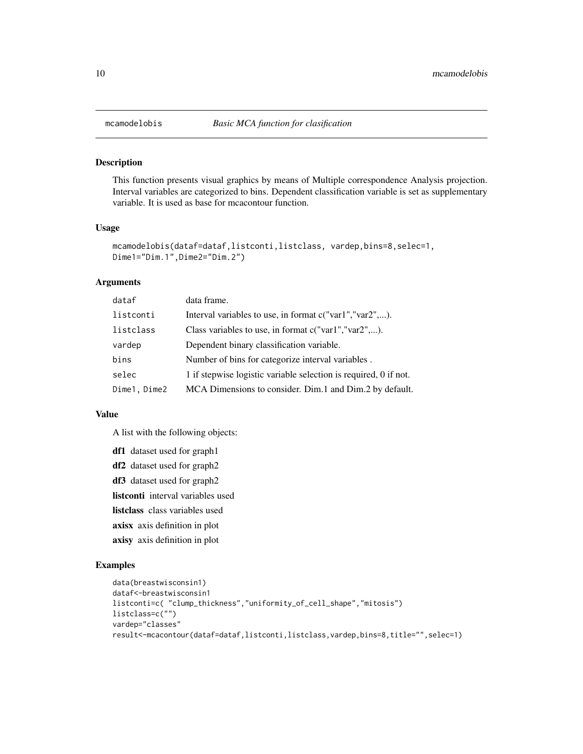# mcamodelobis — *Basic MCA function for clasification*

## Description

This function presents visual graphics by means of Multiple correspondence Analysis projection. Interval variables are categorized to bins. Dependent classification variable is set as supplementary variable. It is used as base for mcacontour function.

## Usage

```
mcamodelobis(dataf=dataf,listconti,listclass, vardep,bins=8,selec=1,
Dime1="Dim.1",Dime2="Dim.2")
```

## Arguments

| | |
|---|---|
| dataf | data frame. |
| listconti | Interval variables to use, in format c("var1","var2",...). |
| listclass | Class variables to use, in format c("var1","var2",...). |
| vardep | Dependent binary classification variable. |
| bins | Number of bins for categorize interval variables . |
| selec | 1 if stepwise logistic variable selection is required, 0 if not. |
| Dime1, Dime2 | MCA Dimensions to consider. Dim.1 and Dim.2 by default. |

## Value

A list with the following objects:

**df1** dataset used for graph1

**df2** dataset used for graph2

**df3** dataset used for graph2

**listconti** interval variables used

**listclass** class variables used

**axisx** axis definition in plot

**axisy** axis definition in plot

## Examples

```
data(breastwisconsin1)
dataf<-breastwisconsin1
listconti=c( "clump_thickness","uniformity_of_cell_shape","mitosis")
listclass=c("")
vardep="classes"
result<-mcacontour(dataf=dataf,listconti,listclass,vardep,bins=8,title="",selec=1)
```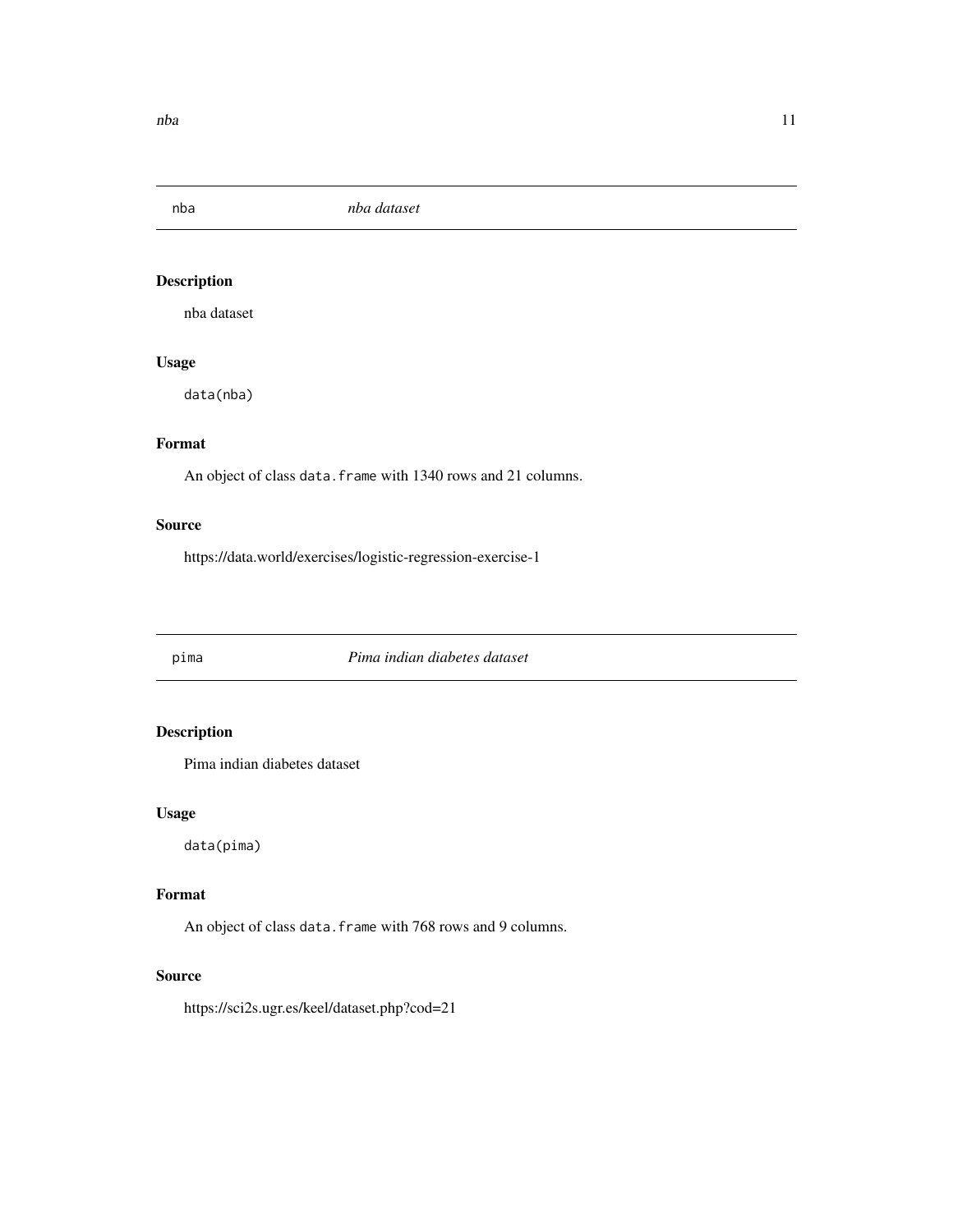## nba *nba dataset*

### Description

nba dataset

### Usage

```
data(nba)
```

### Format

An object of class `data.frame` with 1340 rows and 21 columns.

### Source

https://data.world/exercises/logistic-regression-exercise-1

## pima *Pima indian diabetes dataset*

### Description

Pima indian diabetes dataset

### Usage

```
data(pima)
```

### Format

An object of class `data.frame` with 768 rows and 9 columns.

### Source

https://sci2s.ugr.es/keel/dataset.php?cod=21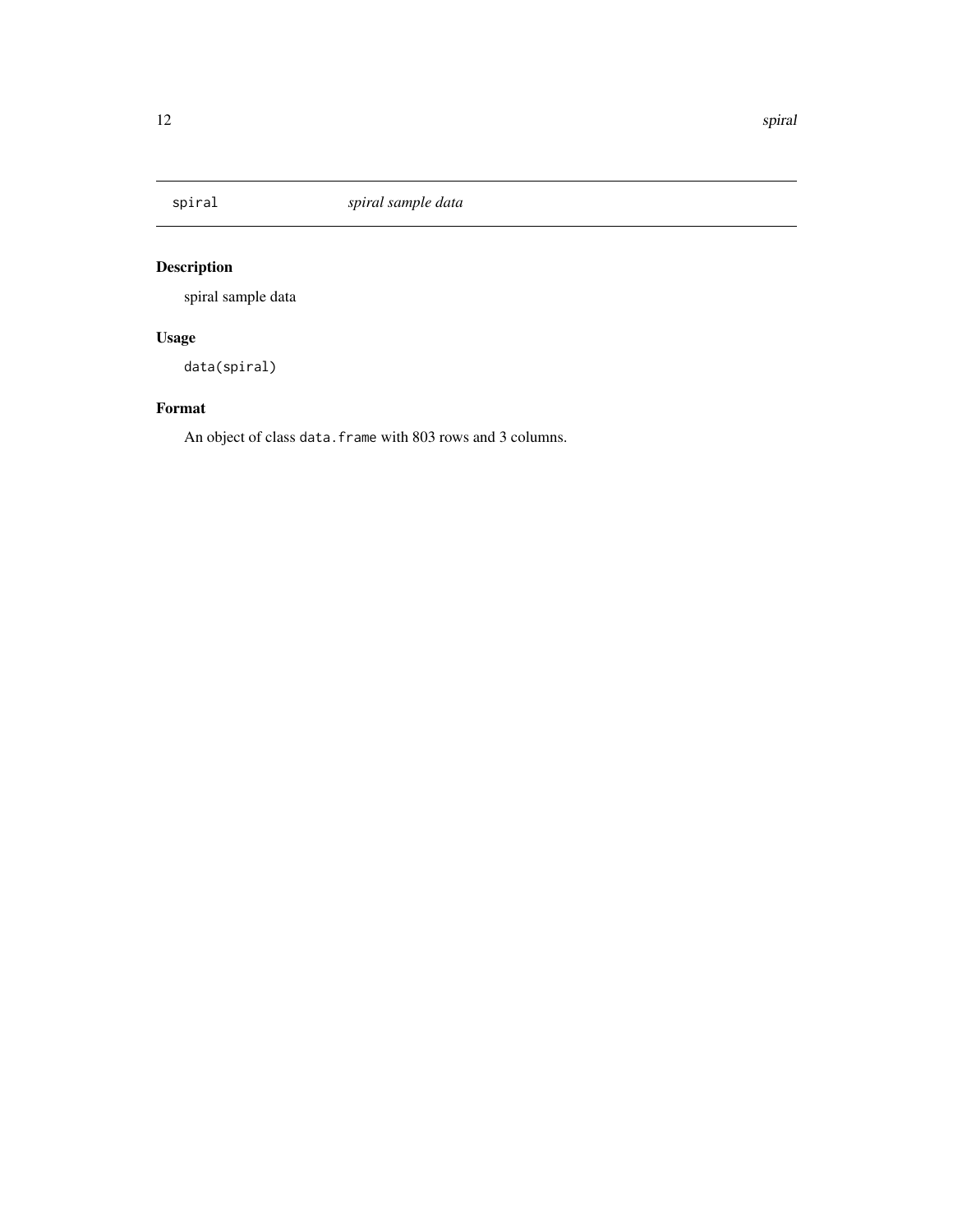## spiral — *spiral sample data*

### Description

spiral sample data

### Usage

```
data(spiral)
```

### Format

An object of class `data.frame` with 803 rows and 3 columns.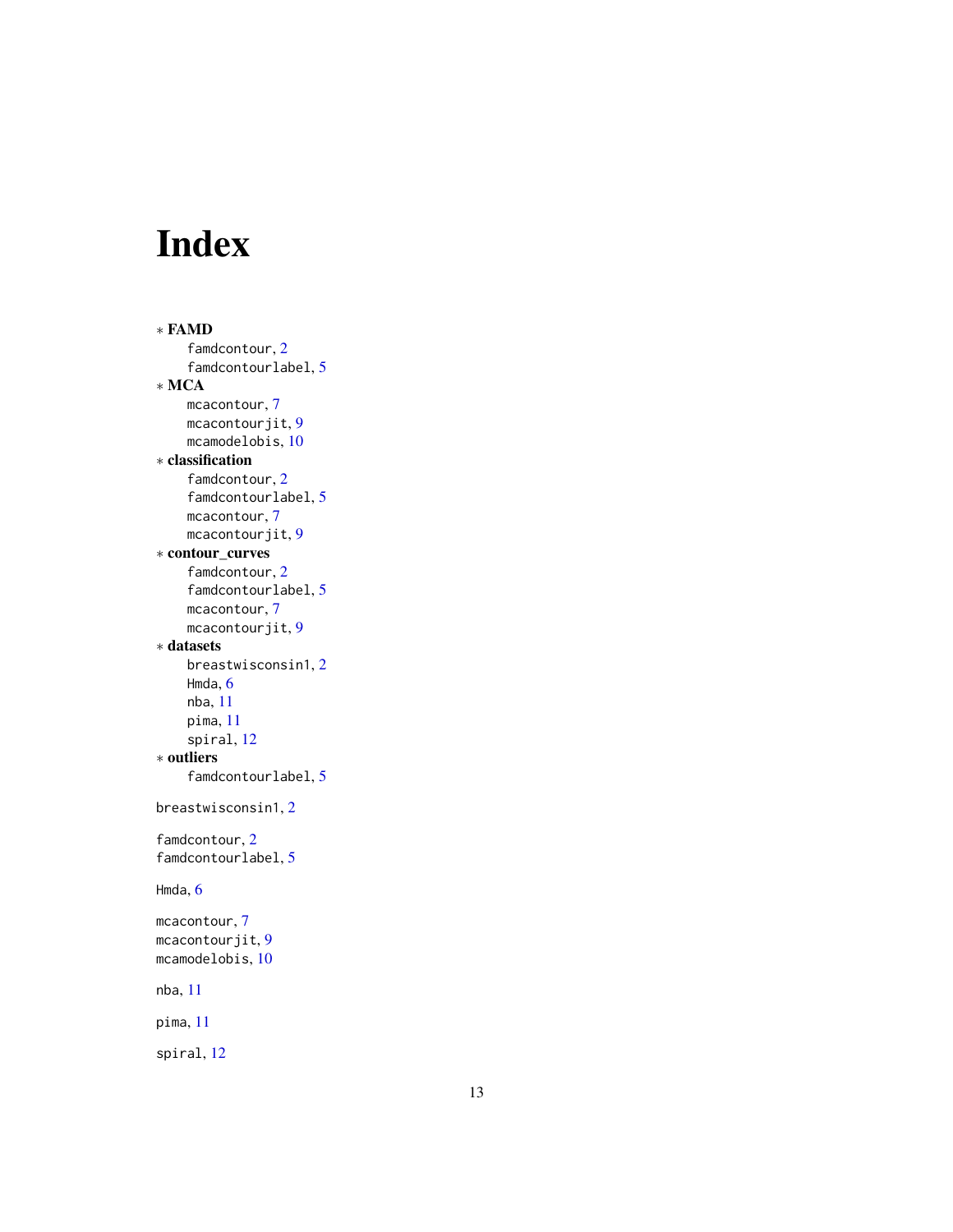# Index

∗ **FAMD**
    famdcontour, 2
    famdcontourlabel, 5
∗ **MCA**
    mcacontour, 7
    mcacontourjit, 9
    mcamodelobis, 10
∗ **classification**
    famdcontour, 2
    famdcontourlabel, 5
    mcacontour, 7
    mcacontourjit, 9
∗ **contour_curves**
    famdcontour, 2
    famdcontourlabel, 5
    mcacontour, 7
    mcacontourjit, 9
∗ **datasets**
    breastwisconsin1, 2
    Hmda, 6
    nba, 11
    pima, 11
    spiral, 12
∗ **outliers**
    famdcontourlabel, 5

breastwisconsin1, 2

famdcontour, 2
famdcontourlabel, 5

Hmda, 6

mcacontour, 7
mcacontourjit, 9
mcamodelobis, 10

nba, 11

pima, 11

spiral, 12